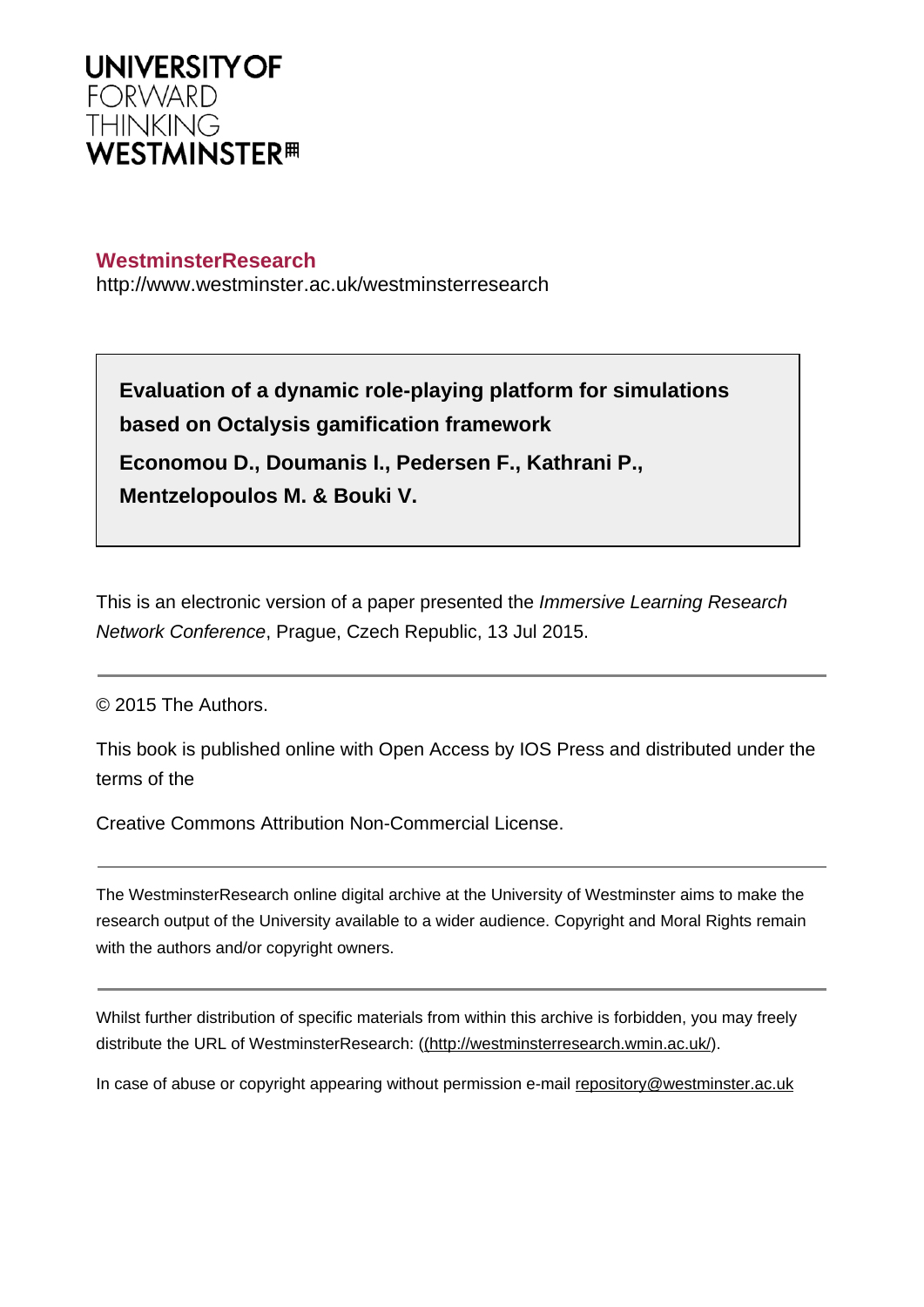UNIVERSITY OF
FORWARD
THINKING
WESTMINSTER

**WestminsterResearch**

http://www.westminster.ac.uk/westminsterresearch

**Evaluation of a dynamic role-playing platform for simulations based on Octalysis gamification framework**

**Economou D., Doumanis I., Pedersen F., Kathrani P., Mentzelopoulos M. & Bouki V.**

This is an electronic version of a paper presented the *Immersive Learning Research Network Conference*, Prague, Czech Republic, 13 Jul 2015.

---

© 2015 The Authors.

This book is published online with Open Access by IOS Press and distributed under the terms of the

Creative Commons Attribution Non-Commercial License.

---

The WestminsterResearch online digital archive at the University of Westminster aims to make the research output of the University available to a wider audience. Copyright and Moral Rights remain with the authors and/or copyright owners.

---

Whilst further distribution of specific materials from within this archive is forbidden, you may freely distribute the URL of WestminsterResearch: ((http://westminsterresearch.wmin.ac.uk/).

In case of abuse or copyright appearing without permission e-mail repository@westminster.ac.uk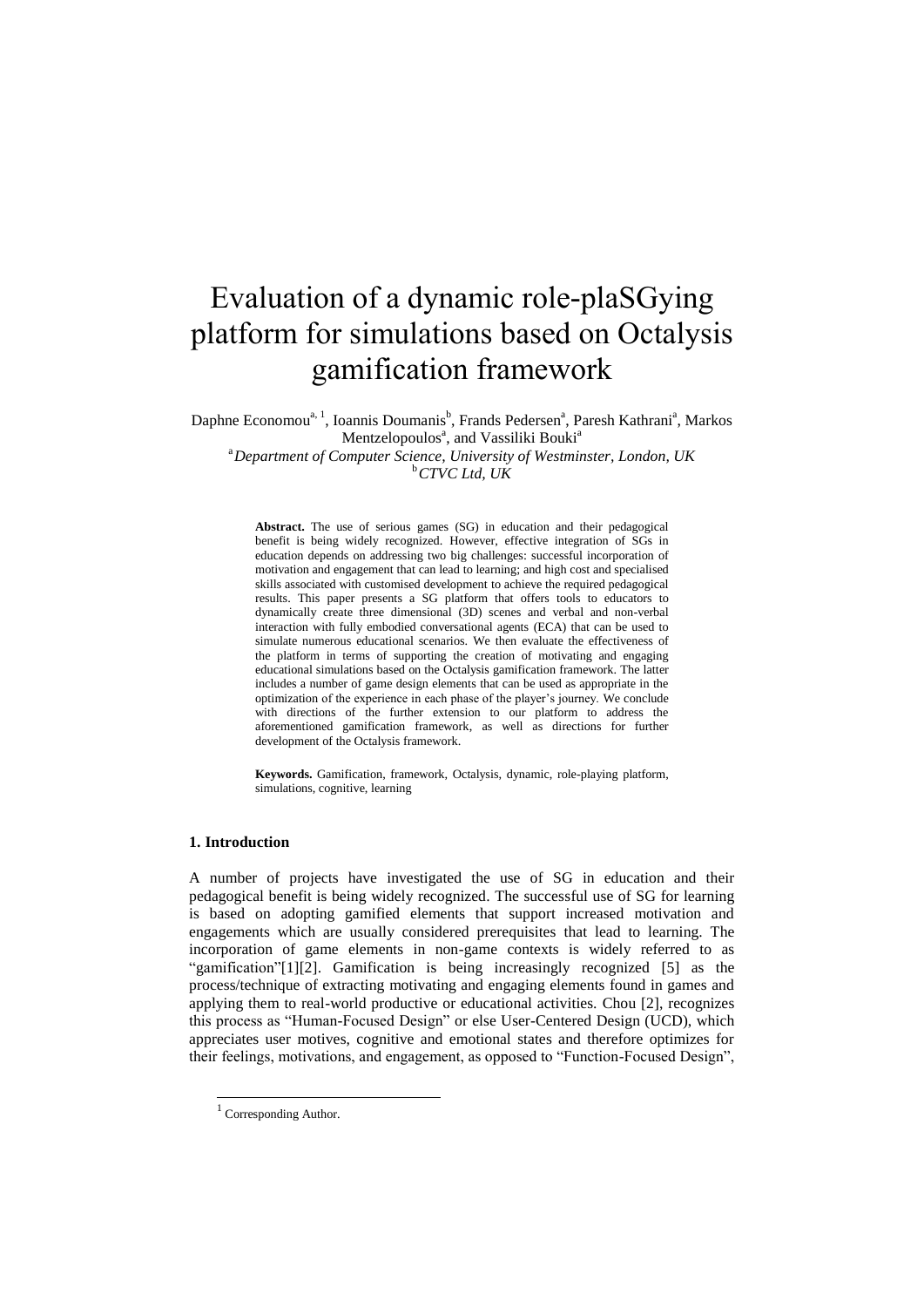# Evaluation of a dynamic role-plaSGying platform for simulations based on Octalysis gamification framework

Daphne Economou[a, 1], Ioannis Doumanis[b], Frands Pedersen[a], Paresh Kathrani[a], Markos Mentzelopoulos[a], and Vassiliki Bouki[a]

[a] *Department of Computer Science, University of Westminster, London, UK*
[b] *CTVC Ltd, UK*

**Abstract.** The use of serious games (SG) in education and their pedagogical benefit is being widely recognized. However, effective integration of SGs in education depends on addressing two big challenges: successful incorporation of motivation and engagement that can lead to learning; and high cost and specialised skills associated with customised development to achieve the required pedagogical results. This paper presents a SG platform that offers tools to educators to dynamically create three dimensional (3D) scenes and verbal and non-verbal interaction with fully embodied conversational agents (ECA) that can be used to simulate numerous educational scenarios. We then evaluate the effectiveness of the platform in terms of supporting the creation of motivating and engaging educational simulations based on the Octalysis gamification framework. The latter includes a number of game design elements that can be used as appropriate in the optimization of the experience in each phase of the player's journey. We conclude with directions of the further extension to our platform to address the aforementioned gamification framework, as well as directions for further development of the Octalysis framework.

**Keywords.** Gamification, framework, Octalysis, dynamic, role-playing platform, simulations, cognitive, learning

## 1. Introduction

A number of projects have investigated the use of SG in education and their pedagogical benefit is being widely recognized. The successful use of SG for learning is based on adopting gamified elements that support increased motivation and engagements which are usually considered prerequisites that lead to learning. The incorporation of game elements in non-game contexts is widely referred to as "gamification"[1][2]. Gamification is being increasingly recognized [5] as the process/technique of extracting motivating and engaging elements found in games and applying them to real-world productive or educational activities. Chou [2], recognizes this process as "Human-Focused Design" or else User-Centered Design (UCD), which appreciates user motives, cognitive and emotional states and therefore optimizes for their feelings, motivations, and engagement, as opposed to "Function-Focused Design",

[1] Corresponding Author.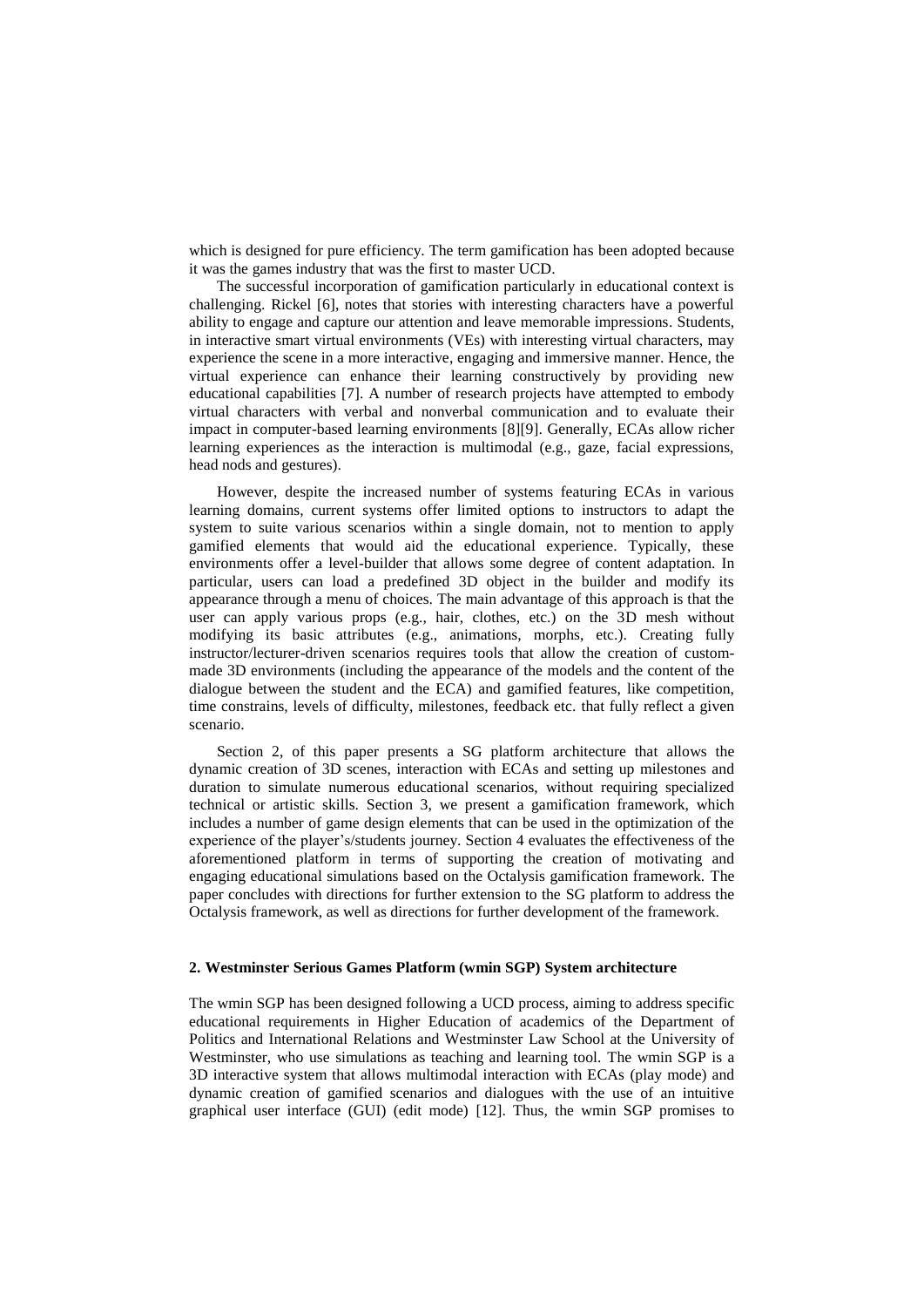which is designed for pure efficiency. The term gamification has been adopted because it was the games industry that was the first to master UCD.

The successful incorporation of gamification particularly in educational context is challenging. Rickel [6], notes that stories with interesting characters have a powerful ability to engage and capture our attention and leave memorable impressions. Students, in interactive smart virtual environments (VEs) with interesting virtual characters, may experience the scene in a more interactive, engaging and immersive manner. Hence, the virtual experience can enhance their learning constructively by providing new educational capabilities [7]. A number of research projects have attempted to embody virtual characters with verbal and nonverbal communication and to evaluate their impact in computer-based learning environments [8][9]. Generally, ECAs allow richer learning experiences as the interaction is multimodal (e.g., gaze, facial expressions, head nods and gestures).

However, despite the increased number of systems featuring ECAs in various learning domains, current systems offer limited options to instructors to adapt the system to suite various scenarios within a single domain, not to mention to apply gamified elements that would aid the educational experience. Typically, these environments offer a level-builder that allows some degree of content adaptation. In particular, users can load a predefined 3D object in the builder and modify its appearance through a menu of choices. The main advantage of this approach is that the user can apply various props (e.g., hair, clothes, etc.) on the 3D mesh without modifying its basic attributes (e.g., animations, morphs, etc.). Creating fully instructor/lecturer-driven scenarios requires tools that allow the creation of custom-made 3D environments (including the appearance of the models and the content of the dialogue between the student and the ECA) and gamified features, like competition, time constrains, levels of difficulty, milestones, feedback etc. that fully reflect a given scenario.

Section 2, of this paper presents a SG platform architecture that allows the dynamic creation of 3D scenes, interaction with ECAs and setting up milestones and duration to simulate numerous educational scenarios, without requiring specialized technical or artistic skills. Section 3, we present a gamification framework, which includes a number of game design elements that can be used in the optimization of the experience of the player's/students journey. Section 4 evaluates the effectiveness of the aforementioned platform in terms of supporting the creation of motivating and engaging educational simulations based on the Octalysis gamification framework. The paper concludes with directions for further extension to the SG platform to address the Octalysis framework, as well as directions for further development of the framework.

## 2. Westminster Serious Games Platform (wmin SGP) System architecture

The wmin SGP has been designed following a UCD process, aiming to address specific educational requirements in Higher Education of academics of the Department of Politics and International Relations and Westminster Law School at the University of Westminster, who use simulations as teaching and learning tool. The wmin SGP is a 3D interactive system that allows multimodal interaction with ECAs (play mode) and dynamic creation of gamified scenarios and dialogues with the use of an intuitive graphical user interface (GUI) (edit mode) [12]. Thus, the wmin SGP promises to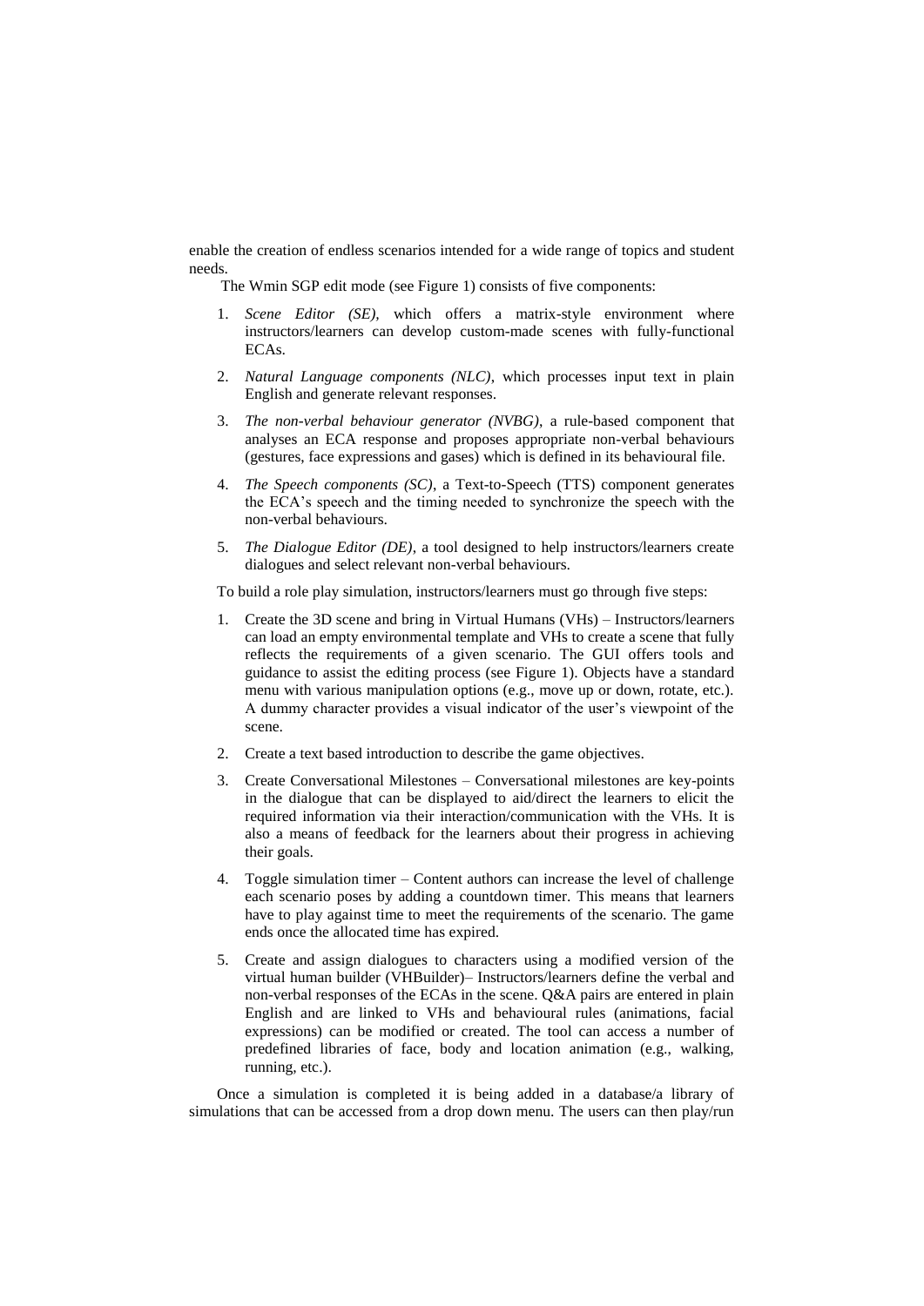enable the creation of endless scenarios intended for a wide range of topics and student needs.

The Wmin SGP edit mode (see Figure 1) consists of five components:

1. *Scene Editor (SE),* which offers a matrix-style environment where instructors/learners can develop custom-made scenes with fully-functional ECAs.
2. *Natural Language components (NLC)*, which processes input text in plain English and generate relevant responses.
3. *The non-verbal behaviour generator (NVBG)*, a rule-based component that analyses an ECA response and proposes appropriate non-verbal behaviours (gestures, face expressions and gases) which is defined in its behavioural file.
4. *The Speech components (SC)*, a Text-to-Speech (TTS) component generates the ECA's speech and the timing needed to synchronize the speech with the non-verbal behaviours.
5. *The Dialogue Editor (DE)*, a tool designed to help instructors/learners create dialogues and select relevant non-verbal behaviours.

To build a role play simulation, instructors/learners must go through five steps:

1. Create the 3D scene and bring in Virtual Humans (VHs) – Instructors/learners can load an empty environmental template and VHs to create a scene that fully reflects the requirements of a given scenario. The GUI offers tools and guidance to assist the editing process (see Figure 1). Objects have a standard menu with various manipulation options (e.g., move up or down, rotate, etc.). A dummy character provides a visual indicator of the user's viewpoint of the scene.
2. Create a text based introduction to describe the game objectives.
3. Create Conversational Milestones – Conversational milestones are key-points in the dialogue that can be displayed to aid/direct the learners to elicit the required information via their interaction/communication with the VHs. It is also a means of feedback for the learners about their progress in achieving their goals.
4. Toggle simulation timer – Content authors can increase the level of challenge each scenario poses by adding a countdown timer. This means that learners have to play against time to meet the requirements of the scenario. The game ends once the allocated time has expired.
5. Create and assign dialogues to characters using a modified version of the virtual human builder (VHBuilder)– Instructors/learners define the verbal and non-verbal responses of the ECAs in the scene. Q&A pairs are entered in plain English and are linked to VHs and behavioural rules (animations, facial expressions) can be modified or created. The tool can access a number of predefined libraries of face, body and location animation (e.g., walking, running, etc.).

Once a simulation is completed it is being added in a database/a library of simulations that can be accessed from a drop down menu. The users can then play/run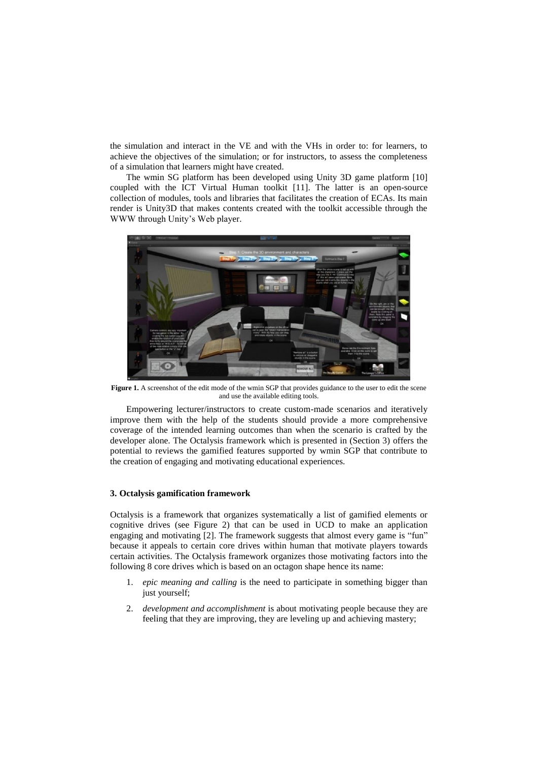the simulation and interact in the VE and with the VHs in order to: for learners, to achieve the objectives of the simulation; or for instructors, to assess the completeness of a simulation that learners might have created.

The wmin SG platform has been developed using Unity 3D game platform [10] coupled with the ICT Virtual Human toolkit [11]. The latter is an open-source collection of modules, tools and libraries that facilitates the creation of ECAs. Its main render is Unity3D that makes contents created with the toolkit accessible through the WWW through Unity's Web player.

**Figure 1.** A screenshot of the edit mode of the wmin SGP that provides guidance to the user to edit the scene and use the available editing tools.

Empowering lecturer/instructors to create custom-made scenarios and iteratively improve them with the help of the students should provide a more comprehensive coverage of the intended learning outcomes than when the scenario is crafted by the developer alone. The Octalysis framework which is presented in (Section 3) offers the potential to reviews the gamified features supported by wmin SGP that contribute to the creation of engaging and motivating educational experiences.

### 3. Octalysis gamification framework

Octalysis is a framework that organizes systematically a list of gamified elements or cognitive drives (see Figure 2) that can be used in UCD to make an application engaging and motivating [2]. The framework suggests that almost every game is "fun" because it appeals to certain core drives within human that motivate players towards certain activities. The Octalysis framework organizes those motivating factors into the following 8 core drives which is based on an octagon shape hence its name:

1. *epic meaning and calling* is the need to participate in something bigger than just yourself;
2. *development and accomplishment* is about motivating people because they are feeling that they are improving, they are leveling up and achieving mastery;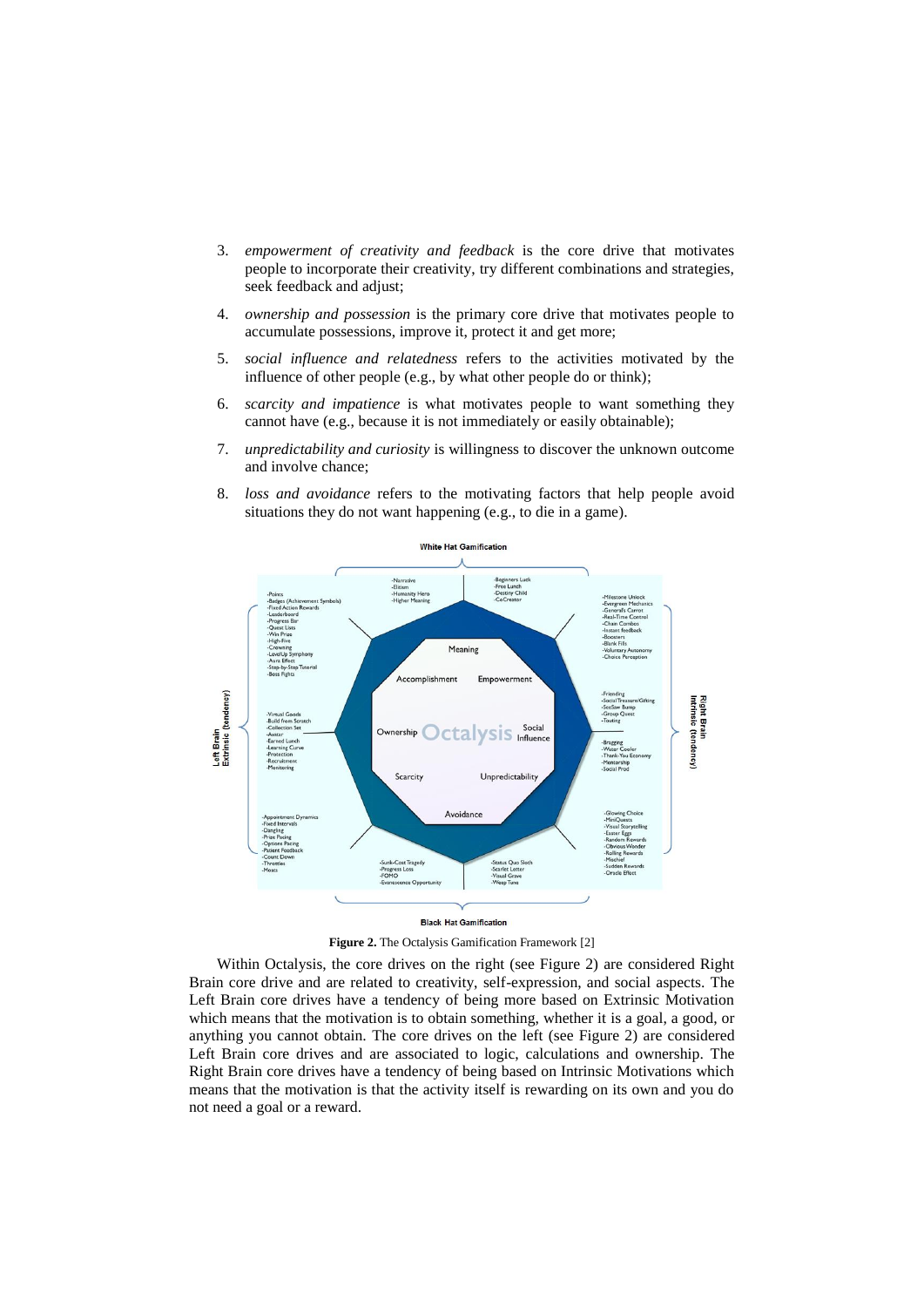3. *empowerment of creativity and feedback* is the core drive that motivates people to incorporate their creativity, try different combinations and strategies, seek feedback and adjust;
4. *ownership and possession* is the primary core drive that motivates people to accumulate possessions, improve it, protect it and get more;
5. *social influence and relatedness* refers to the activities motivated by the influence of other people (e.g., by what other people do or think);
6. *scarcity and impatience* is what motivates people to want something they cannot have (e.g., because it is not immediately or easily obtainable);
7. *unpredictability and curiosity* is willingness to discover the unknown outcome and involve chance;
8. *loss and avoidance* refers to the motivating factors that help people avoid situations they do not want happening (e.g., to die in a game).

**Figure 2.** The Octalysis Gamification Framework [2]

Within Octalysis, the core drives on the right (see Figure 2) are considered Right Brain core drive and are related to creativity, self-expression, and social aspects. The Left Brain core drives have a tendency of being more based on Extrinsic Motivation which means that the motivation is to obtain something, whether it is a goal, a good, or anything you cannot obtain. The core drives on the left (see Figure 2) are considered Left Brain core drives and are associated to logic, calculations and ownership. The Right Brain core drives have a tendency of being based on Intrinsic Motivations which means that the motivation is that the activity itself is rewarding on its own and you do not need a goal or a reward.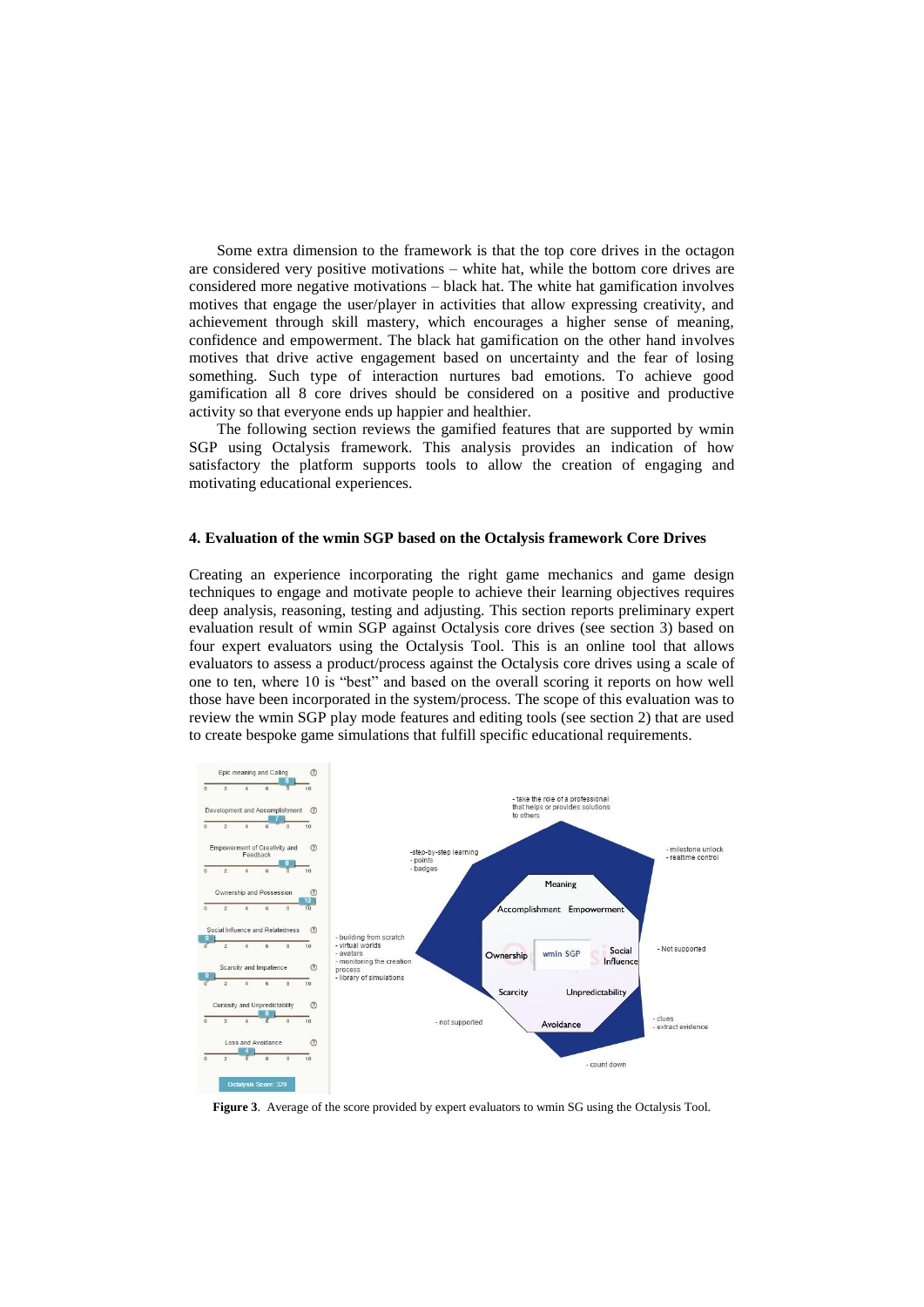Some extra dimension to the framework is that the top core drives in the octagon are considered very positive motivations – white hat, while the bottom core drives are considered more negative motivations – black hat. The white hat gamification involves motives that engage the user/player in activities that allow expressing creativity, and achievement through skill mastery, which encourages a higher sense of meaning, confidence and empowerment. The black hat gamification on the other hand involves motives that drive active engagement based on uncertainty and the fear of losing something. Such type of interaction nurtures bad emotions. To achieve good gamification all 8 core drives should be considered on a positive and productive activity so that everyone ends up happier and healthier.

The following section reviews the gamified features that are supported by wmin SGP using Octalysis framework. This analysis provides an indication of how satisfactory the platform supports tools to allow the creation of engaging and motivating educational experiences.

### 4. Evaluation of the wmin SGP based on the Octalysis framework Core Drives

Creating an experience incorporating the right game mechanics and game design techniques to engage and motivate people to achieve their learning objectives requires deep analysis, reasoning, testing and adjusting. This section reports preliminary expert evaluation result of wmin SGP against Octalysis core drives (see section 3) based on four expert evaluators using the Octalysis Tool. This is an online tool that allows evaluators to assess a product/process against the Octalysis core drives using a scale of one to ten, where 10 is "best" and based on the overall scoring it reports on how well those have been incorporated in the system/process. The scope of this evaluation was to review the wmin SGP play mode features and editing tools (see section 2) that are used to create bespoke game simulations that fulfill specific educational requirements.

**Figure 3**. Average of the score provided by expert evaluators to wmin SG using the Octalysis Tool.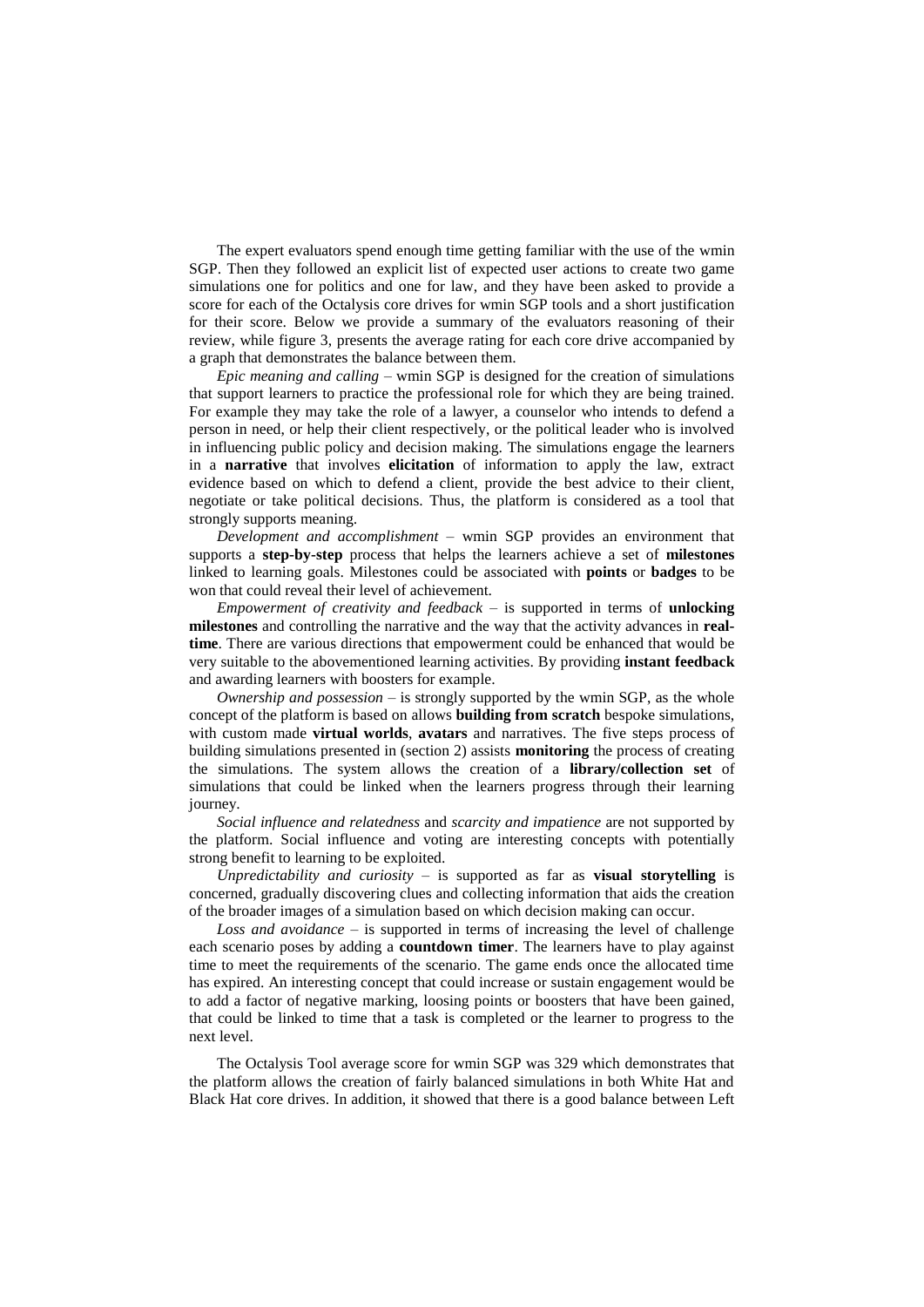The expert evaluators spend enough time getting familiar with the use of the wmin SGP. Then they followed an explicit list of expected user actions to create two game simulations one for politics and one for law, and they have been asked to provide a score for each of the Octalysis core drives for wmin SGP tools and a short justification for their score. Below we provide a summary of the evaluators reasoning of their review, while figure 3, presents the average rating for each core drive accompanied by a graph that demonstrates the balance between them.

*Epic meaning and calling* – wmin SGP is designed for the creation of simulations that support learners to practice the professional role for which they are being trained. For example they may take the role of a lawyer, a counselor who intends to defend a person in need, or help their client respectively, or the political leader who is involved in influencing public policy and decision making. The simulations engage the learners in a **narrative** that involves **elicitation** of information to apply the law, extract evidence based on which to defend a client, provide the best advice to their client, negotiate or take political decisions. Thus, the platform is considered as a tool that strongly supports meaning.

*Development and accomplishment* – wmin SGP provides an environment that supports a **step-by-step** process that helps the learners achieve a set of **milestones** linked to learning goals. Milestones could be associated with **points** or **badges** to be won that could reveal their level of achievement.

*Empowerment of creativity and feedback* – is supported in terms of **unlocking milestones** and controlling the narrative and the way that the activity advances in **real-time**. There are various directions that empowerment could be enhanced that would be very suitable to the abovementioned learning activities. By providing **instant feedback** and awarding learners with boosters for example.

*Ownership and possession* – is strongly supported by the wmin SGP, as the whole concept of the platform is based on allows **building from scratch** bespoke simulations, with custom made **virtual worlds**, **avatars** and narratives. The five steps process of building simulations presented in (section 2) assists **monitoring** the process of creating the simulations. The system allows the creation of a **library/collection set** of simulations that could be linked when the learners progress through their learning journey.

*Social influence and relatedness* and *scarcity and impatience* are not supported by the platform. Social influence and voting are interesting concepts with potentially strong benefit to learning to be exploited.

*Unpredictability and curiosity* – is supported as far as **visual storytelling** is concerned, gradually discovering clues and collecting information that aids the creation of the broader images of a simulation based on which decision making can occur.

*Loss and avoidance* – is supported in terms of increasing the level of challenge each scenario poses by adding a **countdown timer**. The learners have to play against time to meet the requirements of the scenario. The game ends once the allocated time has expired. An interesting concept that could increase or sustain engagement would be to add a factor of negative marking, loosing points or boosters that have been gained, that could be linked to time that a task is completed or the learner to progress to the next level.

The Octalysis Tool average score for wmin SGP was 329 which demonstrates that the platform allows the creation of fairly balanced simulations in both White Hat and Black Hat core drives. In addition, it showed that there is a good balance between Left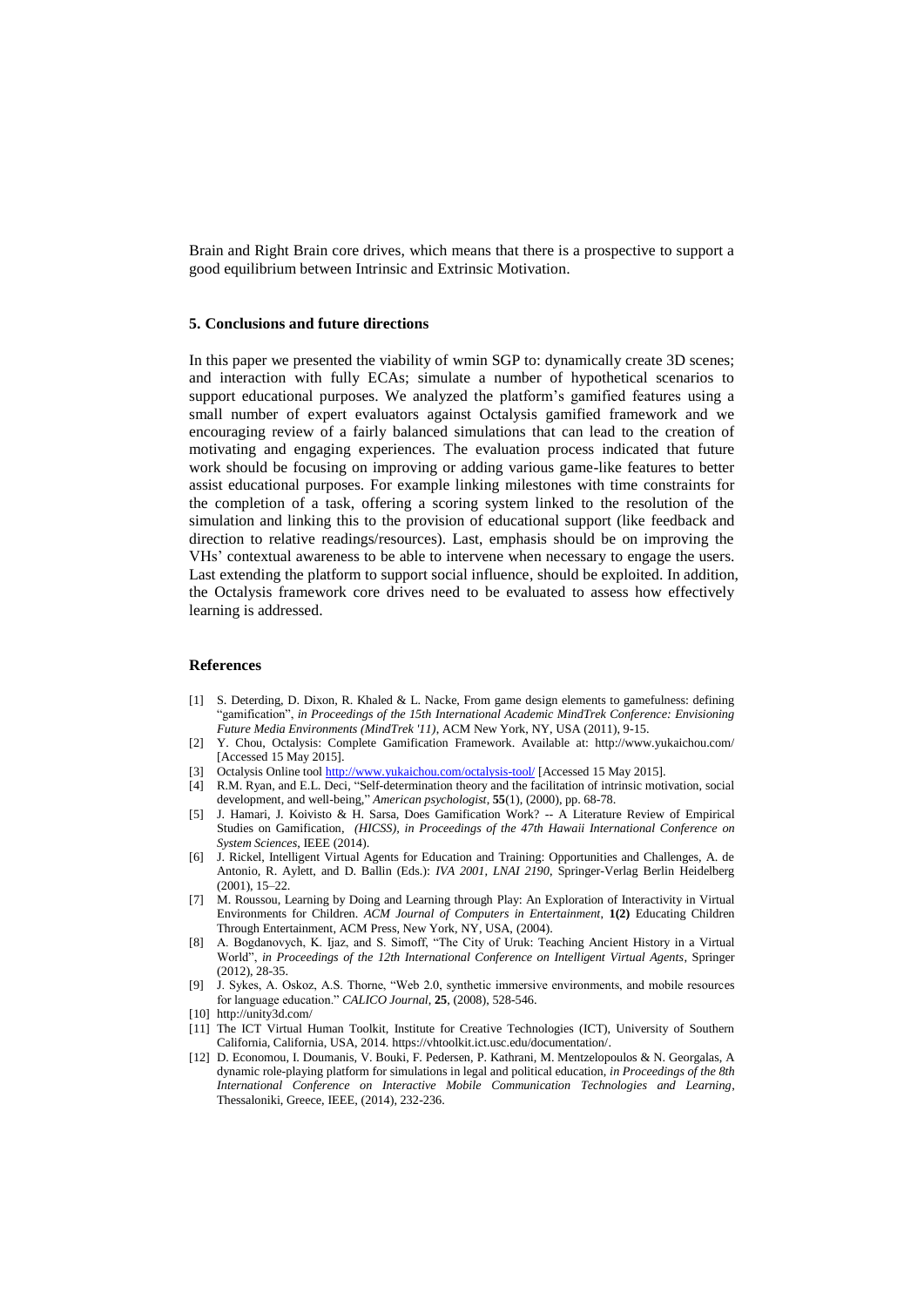Brain and Right Brain core drives, which means that there is a prospective to support a good equilibrium between Intrinsic and Extrinsic Motivation.

## 5. Conclusions and future directions

In this paper we presented the viability of wmin SGP to: dynamically create 3D scenes; and interaction with fully ECAs; simulate a number of hypothetical scenarios to support educational purposes. We analyzed the platform's gamified features using a small number of expert evaluators against Octalysis gamified framework and we encouraging review of a fairly balanced simulations that can lead to the creation of motivating and engaging experiences. The evaluation process indicated that future work should be focusing on improving or adding various game-like features to better assist educational purposes. For example linking milestones with time constraints for the completion of a task, offering a scoring system linked to the resolution of the simulation and linking this to the provision of educational support (like feedback and direction to relative readings/resources). Last, emphasis should be on improving the VHs' contextual awareness to be able to intervene when necessary to engage the users. Last extending the platform to support social influence, should be exploited. In addition, the Octalysis framework core drives need to be evaluated to assess how effectively learning is addressed.

## References

[1] S. Deterding, D. Dixon, R. Khaled & L. Nacke, From game design elements to gamefulness: defining "gamification", *in Proceedings of the 15th International Academic MindTrek Conference: Envisioning Future Media Environments (MindTrek '11)*, ACM New York, NY, USA (2011), 9-15.

[2] Y. Chou, Octalysis: Complete Gamification Framework. Available at: http://www.yukaichou.com/ [Accessed 15 May 2015].

[3] Octalysis Online tool http://www.yukaichou.com/octalysis-tool/ [Accessed 15 May 2015].

[4] R.M. Ryan, and E.L. Deci, "Self-determination theory and the facilitation of intrinsic motivation, social development, and well-being," *American psychologist*, **55**(1), (2000), pp. 68-78.

[5] J. Hamari, J. Koivisto & H. Sarsa, Does Gamification Work? -- A Literature Review of Empirical Studies on Gamification, *(HICSS), in Proceedings of the 47th Hawaii International Conference on System Sciences*, IEEE (2014).

[6] J. Rickel, Intelligent Virtual Agents for Education and Training: Opportunities and Challenges, A. de Antonio, R. Aylett, and D. Ballin (Eds.): *IVA 2001, LNAI 2190*, Springer-Verlag Berlin Heidelberg (2001), 15–22.

[7] M. Roussou, Learning by Doing and Learning through Play: An Exploration of Interactivity in Virtual Environments for Children. *ACM Journal of Computers in Entertainment*, **1(2)** Educating Children Through Entertainment, ACM Press, New York, NY, USA, (2004).

[8] A. Bogdanovych, K. Ijaz, and S. Simoff, "The City of Uruk: Teaching Ancient History in a Virtual World", *in Proceedings of the 12th International Conference on Intelligent Virtual Agents*, Springer (2012), 28-35.

[9] J. Sykes, A. Oskoz, A.S. Thorne, "Web 2.0, synthetic immersive environments, and mobile resources for language education." *CALICO Journal*, **25**, (2008), 528-546.

[10] http://unity3d.com/

[11] The ICT Virtual Human Toolkit, Institute for Creative Technologies (ICT), University of Southern California, California, USA, 2014. https://vhtoolkit.ict.usc.edu/documentation/.

[12] D. Economou, I. Doumanis, V. Bouki, F. Pedersen, P. Kathrani, M. Mentzelopoulos & N. Georgalas, A dynamic role-playing platform for simulations in legal and political education, *in Proceedings of the 8th International Conference on Interactive Mobile Communication Technologies and Learning*, Thessaloniki, Greece, IEEE, (2014), 232-236.